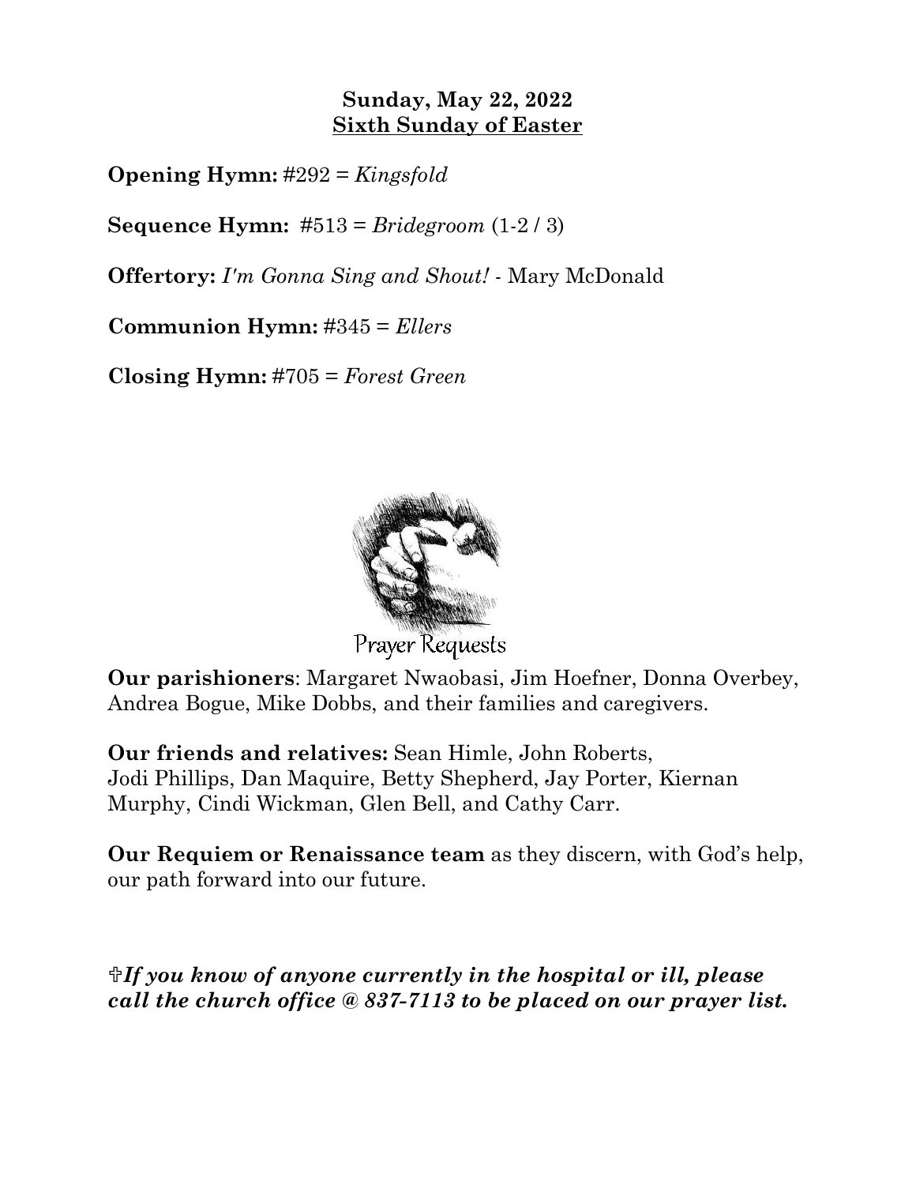**Sunday, May 22, 2022**
**Sixth Sunday of Easter**

**Opening Hymn:** #292 = *Kingsfold*

**Sequence Hymn:** #513 = *Bridegroom* (1-2 / 3)

**Offertory:** *I'm Gonna Sing and Shout!* - Mary McDonald

**Communion Hymn:** #345 = *Ellers*

**Closing Hymn:** #705 = *Forest Green*

Prayer Requests

**Our parishioners**: Margaret Nwaobasi, Jim Hoefner, Donna Overbey, Andrea Bogue, Mike Dobbs, and their families and caregivers.

**Our friends and relatives:** Sean Himle, John Roberts, Jodi Phillips, Dan Maquire, Betty Shepherd, Jay Porter, Kiernan Murphy, Cindi Wickman, Glen Bell, and Cathy Carr.

**Our Requiem or Renaissance team** as they discern, with God's help, our path forward into our future.

***✟If you know of anyone currently in the hospital or ill, please call the church office @ 837-7113 to be placed on our prayer list.***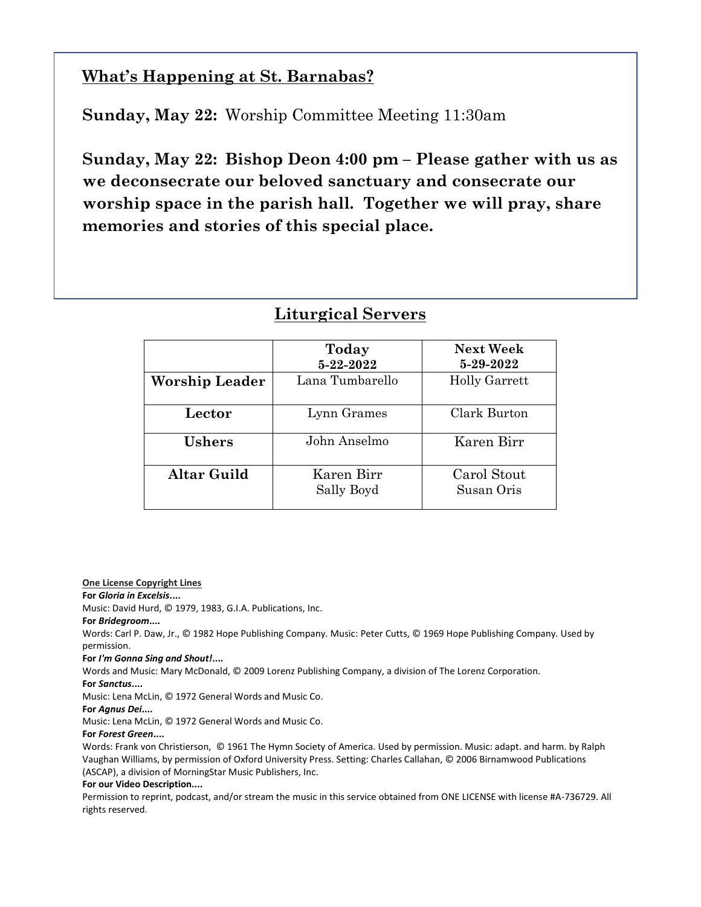## What's Happening at St. Barnabas?

**Sunday, May 22:** Worship Committee Meeting 11:30am

**Sunday, May 22: Bishop Deon 4:00 pm – Please gather with us as we deconsecrate our beloved sanctuary and consecrate our worship space in the parish hall. Together we will pray, share memories and stories of this special place.**

## Liturgical Servers

| | Today<br>5-22-2022 | Next Week<br>5-29-2022 |
|---|---|---|
| **Worship Leader** | Lana Tumbarello | Holly Garrett |
| **Lector** | Lynn Grames | Clark Burton |
| **Ushers** | John Anselmo | Karen Birr |
| **Altar Guild** | Karen Birr<br>Sally Boyd | Carol Stout<br>Susan Oris |

**One License Copyright Lines**

**For *Gloria in Excelsis*....**
Music: David Hurd, © 1979, 1983, G.I.A. Publications, Inc.

**For *Bridegroom*....**
Words: Carl P. Daw, Jr., © 1982 Hope Publishing Company. Music: Peter Cutts, © 1969 Hope Publishing Company. Used by permission.

**For *I'm Gonna Sing and Shout!*....**
Words and Music: Mary McDonald, © 2009 Lorenz Publishing Company, a division of The Lorenz Corporation.

**For *Sanctus*....**
Music: Lena McLin, © 1972 General Words and Music Co.

**For *Agnus Dei*....**
Music: Lena McLin, © 1972 General Words and Music Co.

**For *Forest Green*....**
Words: Frank von Christierson, © 1961 The Hymn Society of America. Used by permission. Music: adapt. and harm. by Ralph Vaughan Williams, by permission of Oxford University Press. Setting: Charles Callahan, © 2006 Birnamwood Publications (ASCAP), a division of MorningStar Music Publishers, Inc.

**For our Video Description....**
Permission to reprint, podcast, and/or stream the music in this service obtained from ONE LICENSE with license #A-736729. All rights reserved.